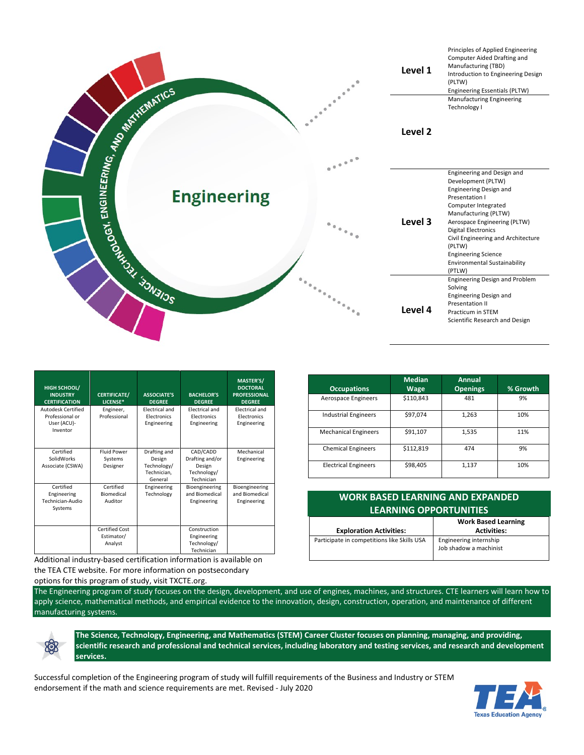# Engineering

SCIENCE, TECHNOLOGY, ENGINEERING, AND MATHEMATICS

| Level | Courses |
|---|---|
| **Level 1** | Principles of Applied Engineering<br>Computer Aided Drafting and Manufacturing (TBD)<br>Introduction to Engineering Design (PLTW)<br>Engineering Essentials (PLTW) |
| **Level 2** | Manufacturing Engineering Technology I |
| **Level 3** | Engineering and Design and Development (PLTW)<br>Engineering Design and Presentation I<br>Computer Integrated Manufacturing (PLTW)<br>Aerospace Engineering (PLTW)<br>Digital Electronics<br>Civil Engineering and Architecture (PLTW)<br>Engineering Science<br>Environmental Sustainability (PTLW) |
| **Level 4** | Engineering Design and Problem Solving<br>Engineering Design and Presentation II<br>Practicum in STEM<br>Scientific Research and Design |

| HIGH SCHOOL/ INDUSTRY CERTIFICATION | CERTIFICATE/ LICENSE* | ASSOCIATE'S DEGREE | BACHELOR'S DEGREE | MASTER'S/ DOCTORAL PROFESSIONAL DEGREE |
|---|---|---|---|---|
| Autodesk Certified Professional or User (ACU)- Inventor | Engineer, Professional | Electrical and Electronics Engineering | Electrical and Electronics Engineering | Electrical and Electronics Engineering |
| Certified SolidWorks Associate (CSWA) | Fluid Power Systems Designer | Drafting and Design Technology/ Technician, General | CAD/CADD Drafting and/or Design Technology/ Technician | Mechanical Engineering |
| Certified Engineering Technician-Audio Systems | Certified Biomedical Auditor | Engineering Technology | Bioengineering and Biomedical Engineering | Bioengineering and Biomedical Engineering |
| | Certified Cost Estimator/ Analyst | | Construction Engineering Technology/ Technician | |

Additional industry-based certification information is available on the TEA CTE website. For more information on postsecondary options for this program of study, visit TXCTE.org.

| Occupations | Median Wage | Annual Openings | % Growth |
|---|---|---|---|
| Aerospace Engineers | $110,843 | 481 | 9% |
| Industrial Engineers | $97,074 | 1,263 | 10% |
| Mechanical Engineers | $91,107 | 1,535 | 11% |
| Chemical Engineers | $112,819 | 474 | 9% |
| Electrical Engineers | $98,405 | 1,137 | 10% |

## WORK BASED LEARNING AND EXPANDED LEARNING OPPORTUNITIES

| Exploration Activities: | Work Based Learning Activities: |
|---|---|
| Participate in competitions like Skills USA | Engineering internship<br>Job shadow a machinist |

The Engineering program of study focuses on the design, development, and use of engines, machines, and structures. CTE learners will learn how to apply science, mathematical methods, and empirical evidence to the innovation, design, construction, operation, and maintenance of different manufacturing systems.

**The Science, Technology, Engineering, and Mathematics (STEM) Career Cluster focuses on planning, managing, and providing, scientific research and professional and technical services, including laboratory and testing services, and research and development services.**

Successful completion of the Engineering program of study will fulfill requirements of the Business and Industry or STEM endorsement if the math and science requirements are met. Revised - July 2020

TEA Texas Education Agency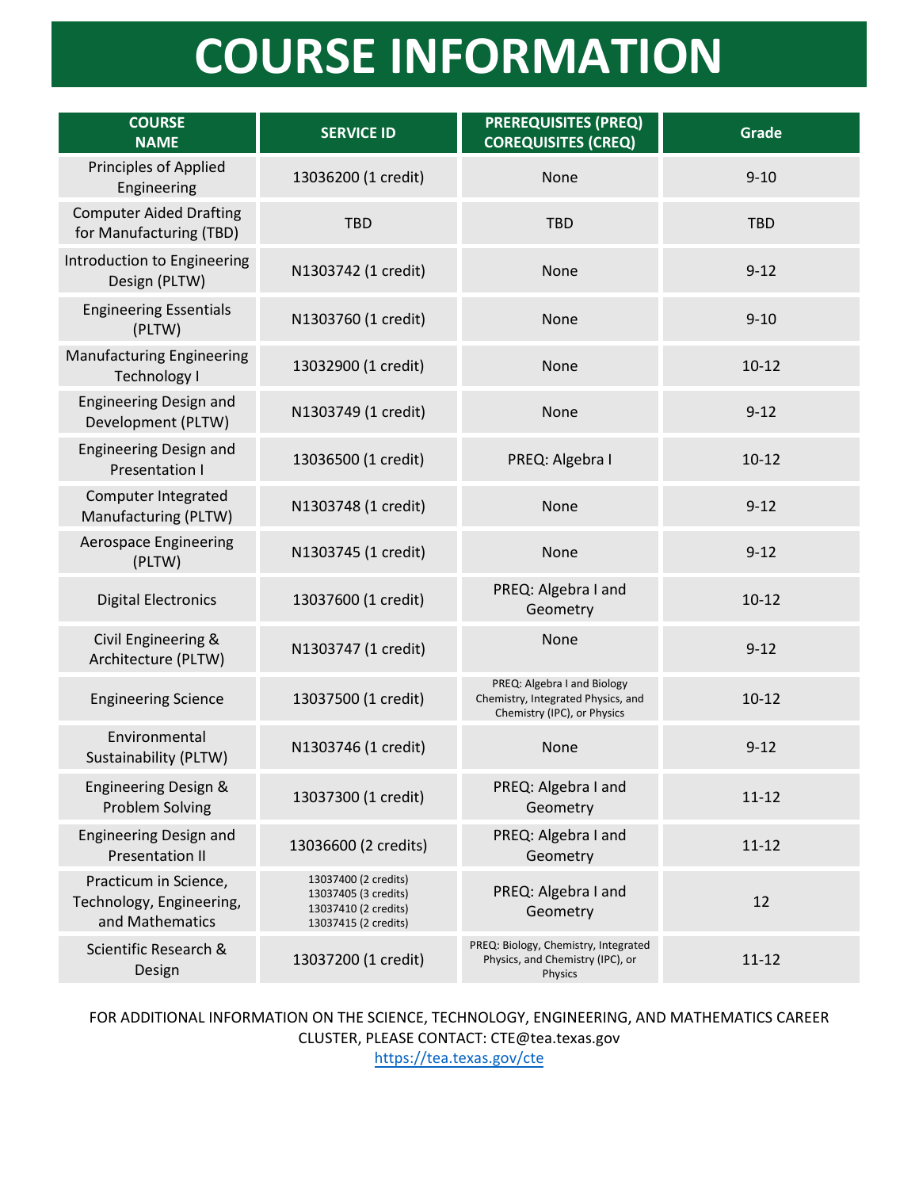# COURSE INFORMATION

| COURSE NAME | SERVICE ID | PREREQUISITES (PREQ) COREQUISITES (CREQ) | Grade |
|---|---|---|---|
| Principles of Applied Engineering | 13036200 (1 credit) | None | 9-10 |
| Computer Aided Drafting for Manufacturing (TBD) | TBD | TBD | TBD |
| Introduction to Engineering Design (PLTW) | N1303742 (1 credit) | None | 9-12 |
| Engineering Essentials (PLTW) | N1303760 (1 credit) | None | 9-10 |
| Manufacturing Engineering Technology I | 13032900 (1 credit) | None | 10-12 |
| Engineering Design and Development (PLTW) | N1303749 (1 credit) | None | 9-12 |
| Engineering Design and Presentation I | 13036500 (1 credit) | PREQ: Algebra I | 10-12 |
| Computer Integrated Manufacturing (PLTW) | N1303748 (1 credit) | None | 9-12 |
| Aerospace Engineering (PLTW) | N1303745 (1 credit) | None | 9-12 |
| Digital Electronics | 13037600 (1 credit) | PREQ: Algebra I and Geometry | 10-12 |
| Civil Engineering & Architecture (PLTW) | N1303747 (1 credit) | None | 9-12 |
| Engineering Science | 13037500 (1 credit) | PREQ: Algebra I and Biology Chemistry, Integrated Physics, and Chemistry (IPC), or Physics | 10-12 |
| Environmental Sustainability (PLTW) | N1303746 (1 credit) | None | 9-12 |
| Engineering Design & Problem Solving | 13037300 (1 credit) | PREQ: Algebra I and Geometry | 11-12 |
| Engineering Design and Presentation II | 13036600 (2 credits) | PREQ: Algebra I and Geometry | 11-12 |
| Practicum in Science, Technology, Engineering, and Mathematics | 13037400 (2 credits)<br>13037405 (3 credits)<br>13037410 (2 credits)<br>13037415 (2 credits) | PREQ: Algebra I and Geometry | 12 |
| Scientific Research & Design | 13037200 (1 credit) | PREQ: Biology, Chemistry, Integrated Physics, and Chemistry (IPC), or Physics | 11-12 |

FOR ADDITIONAL INFORMATION ON THE SCIENCE, TECHNOLOGY, ENGINEERING, AND MATHEMATICS CAREER CLUSTER, PLEASE CONTACT: CTE@tea.texas.gov

https://tea.texas.gov/cte